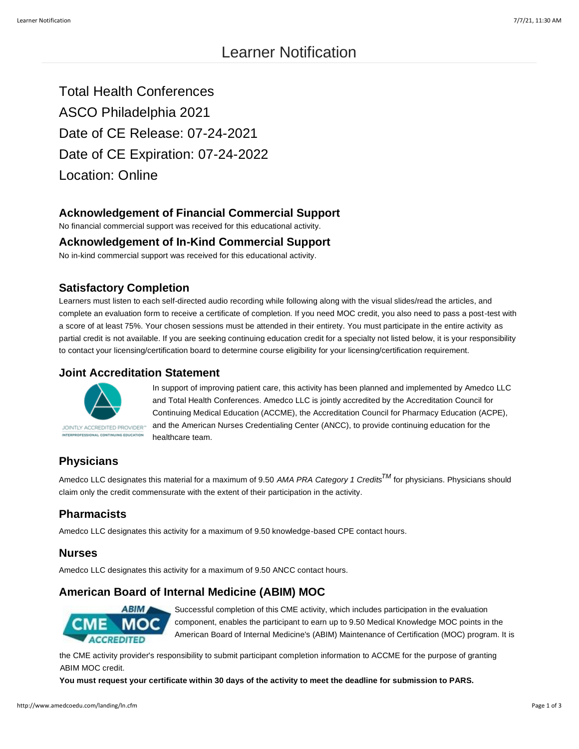# Learner Notification

Total Health Conferences
ASCO Philadelphia 2021
Date of CE Release: 07-24-2021
Date of CE Expiration: 07-24-2022
Location: Online

### Acknowledgement of Financial Commercial Support

No financial commercial support was received for this educational activity.

### Acknowledgement of In-Kind Commercial Support

No in-kind commercial support was received for this educational activity.

### Satisfactory Completion

Learners must listen to each self-directed audio recording while following along with the visual slides/read the articles, and complete an evaluation form to receive a certificate of completion. If you need MOC credit, you also need to pass a post-test with a score of at least 75%. Your chosen sessions must be attended in their entirety. You must participate in the entire activity as partial credit is not available. If you are seeking continuing education credit for a specialty not listed below, it is your responsibility to contact your licensing/certification board to determine course eligibility for your licensing/certification requirement.

### Joint Accreditation Statement

JOINTLY ACCREDITED PROVIDER™
INTERPROFESSIONAL CONTINUING EDUCATION

In support of improving patient care, this activity has been planned and implemented by Amedco LLC and Total Health Conferences. Amedco LLC is jointly accredited by the Accreditation Council for Continuing Medical Education (ACCME), the Accreditation Council for Pharmacy Education (ACPE), and the American Nurses Credentialing Center (ANCC), to provide continuing education for the healthcare team.

### Physicians

Amedco LLC designates this material for a maximum of 9.50 *AMA PRA Category 1 Credits*™ for physicians. Physicians should claim only the credit commensurate with the extent of their participation in the activity.

### Pharmacists

Amedco LLC designates this activity for a maximum of 9.50 knowledge-based CPE contact hours.

### Nurses

Amedco LLC designates this activity for a maximum of 9.50 ANCC contact hours.

### American Board of Internal Medicine (ABIM) MOC

ABIM CME MOC ACCREDITED

Successful completion of this CME activity, which includes participation in the evaluation component, enables the participant to earn up to 9.50 Medical Knowledge MOC points in the American Board of Internal Medicine's (ABIM) Maintenance of Certification (MOC) program. It is the CME activity provider's responsibility to submit participant completion information to ACCME for the purpose of granting ABIM MOC credit.

**You must request your certificate within 30 days of the activity to meet the deadline for submission to PARS.**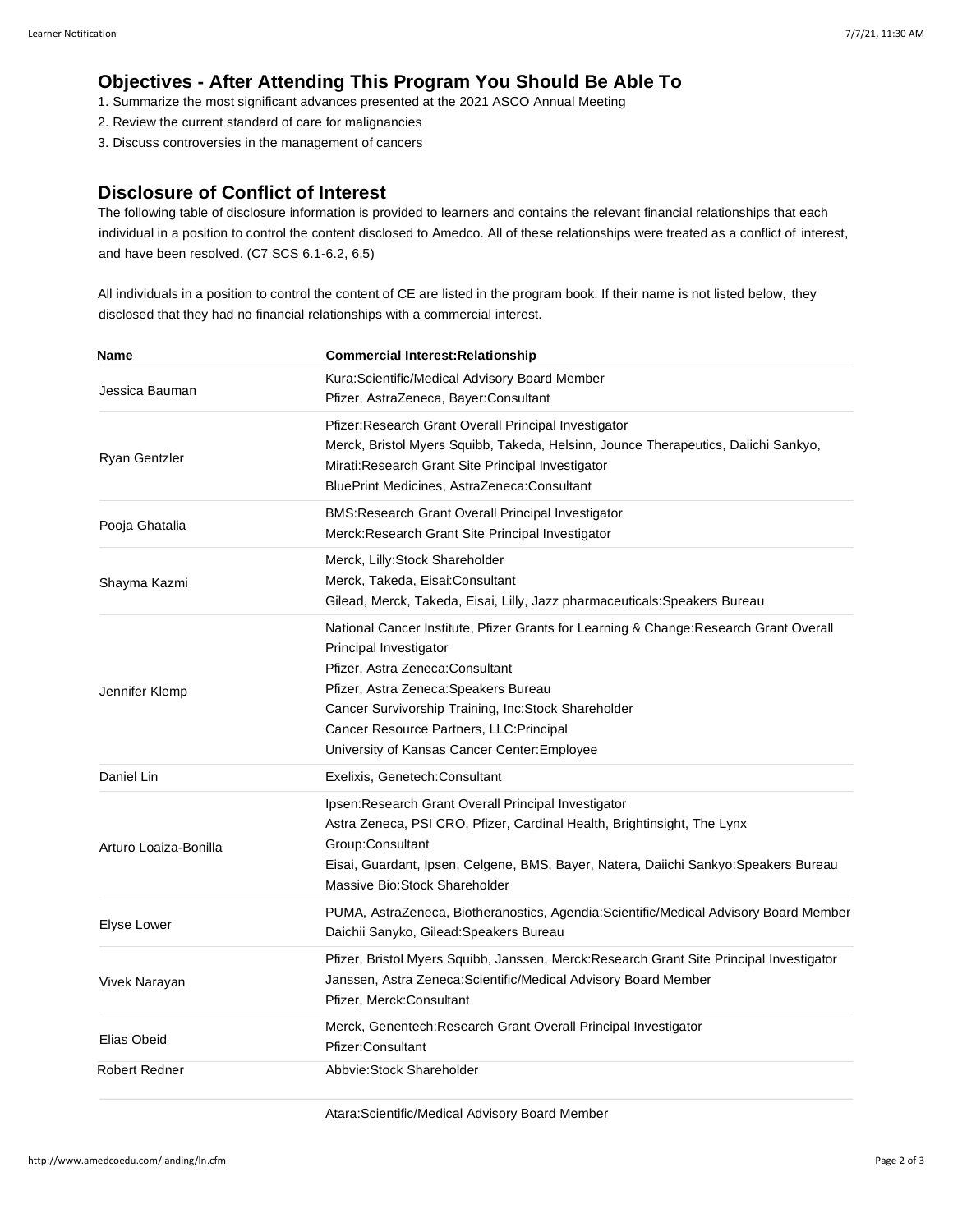## Objectives - After Attending This Program You Should Be Able To

1. Summarize the most significant advances presented at the 2021 ASCO Annual Meeting
2. Review the current standard of care for malignancies
3. Discuss controversies in the management of cancers

## Disclosure of Conflict of Interest

The following table of disclosure information is provided to learners and contains the relevant financial relationships that each individual in a position to control the content disclosed to Amedco. All of these relationships were treated as a conflict of interest, and have been resolved. (C7 SCS 6.1-6.2, 6.5)

All individuals in a position to control the content of CE are listed in the program book. If their name is not listed below, they disclosed that they had no financial relationships with a commercial interest.

| Name | Commercial Interest:Relationship |
| --- | --- |
| Jessica Bauman | Kura:Scientific/Medical Advisory Board Member<br>Pfizer, AstraZeneca, Bayer:Consultant |
| Ryan Gentzler | Pfizer:Research Grant Overall Principal Investigator<br>Merck, Bristol Myers Squibb, Takeda, Helsinn, Jounce Therapeutics, Daiichi Sankyo, Mirati:Research Grant Site Principal Investigator<br>BluePrint Medicines, AstraZeneca:Consultant |
| Pooja Ghatalia | BMS:Research Grant Overall Principal Investigator<br>Merck:Research Grant Site Principal Investigator |
| Shayma Kazmi | Merck, Lilly:Stock Shareholder<br>Merck, Takeda, Eisai:Consultant<br>Gilead, Merck, Takeda, Eisai, Lilly, Jazz pharmaceuticals:Speakers Bureau |
| Jennifer Klemp | National Cancer Institute, Pfizer Grants for Learning & Change:Research Grant Overall Principal Investigator<br>Pfizer, Astra Zeneca:Consultant<br>Pfizer, Astra Zeneca:Speakers Bureau<br>Cancer Survivorship Training, Inc:Stock Shareholder<br>Cancer Resource Partners, LLC:Principal<br>University of Kansas Cancer Center:Employee |
| Daniel Lin | Exelixis, Genetech:Consultant |
| Arturo Loaiza-Bonilla | Ipsen:Research Grant Overall Principal Investigator<br>Astra Zeneca, PSI CRO, Pfizer, Cardinal Health, Brightinsight, The Lynx Group:Consultant<br>Eisai, Guardant, Ipsen, Celgene, BMS, Bayer, Natera, Daiichi Sankyo:Speakers Bureau<br>Massive Bio:Stock Shareholder |
| Elyse Lower | PUMA, AstraZeneca, Biotheranostics, Agendia:Scientific/Medical Advisory Board Member<br>Daichii Sanyko, Gilead:Speakers Bureau |
| Vivek Narayan | Pfizer, Bristol Myers Squibb, Janssen, Merck:Research Grant Site Principal Investigator<br>Janssen, Astra Zeneca:Scientific/Medical Advisory Board Member<br>Pfizer, Merck:Consultant |
| Elias Obeid | Merck, Genentech:Research Grant Overall Principal Investigator<br>Pfizer:Consultant |
| Robert Redner | Abbvie:Stock Shareholder |
| | Atara:Scientific/Medical Advisory Board Member |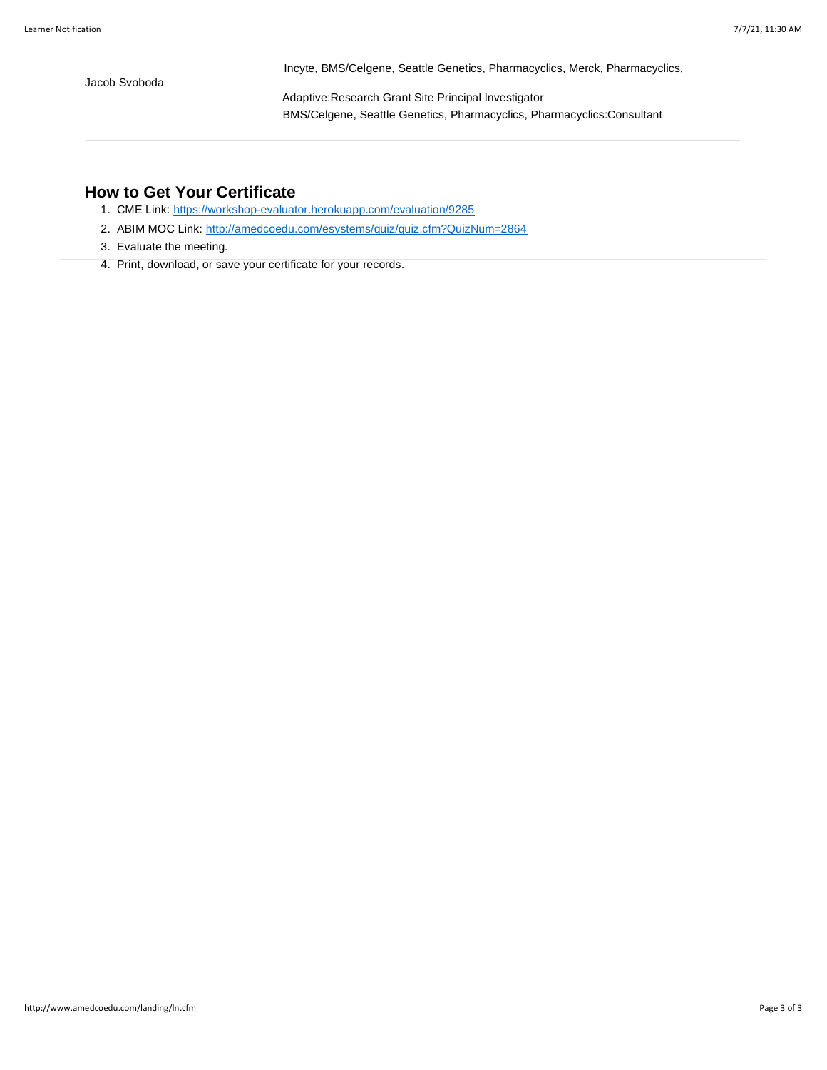| | |
|---|---|
| Jacob Svoboda | Incyte, BMS/Celgene, Seattle Genetics, Pharmacyclics, Merck, Pharmacyclics, Adaptive:Research Grant Site Principal Investigator<br>BMS/Celgene, Seattle Genetics, Pharmacyclics, Pharmacyclics:Consultant |

## How to Get Your Certificate

1. CME Link: https://workshop-evaluator.herokuapp.com/evaluation/9285
2. ABIM MOC Link: http://amedcoedu.com/esystems/quiz/quiz.cfm?QuizNum=2864
3. Evaluate the meeting.
4. Print, download, or save your certificate for your records.